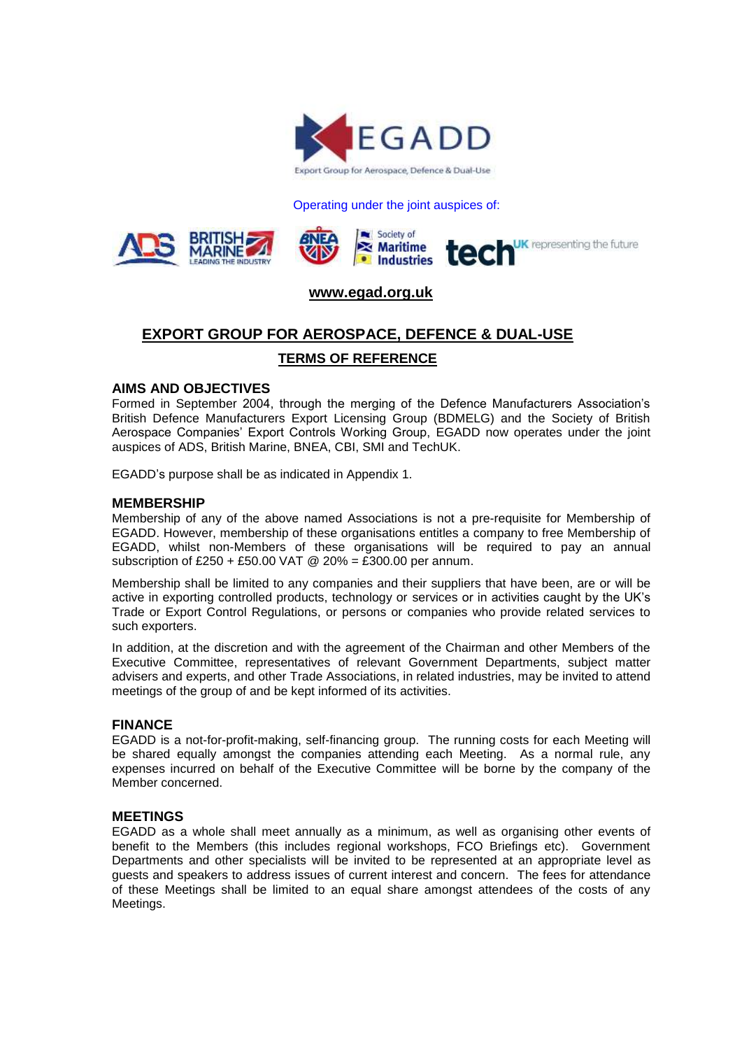EGADD

Export Group for Aerospace, Defence & Dual-Use

Operating under the joint auspices of:

ADS, BRITISH MARINE LEADING THE INDUSTRY, BNEA, Society of Maritime Industries, techUK representing the future

**www.egad.org.uk**

# EXPORT GROUP FOR AEROSPACE, DEFENCE & DUAL-USE

## TERMS OF REFERENCE

### AIMS AND OBJECTIVES

Formed in September 2004, through the merging of the Defence Manufacturers Association's British Defence Manufacturers Export Licensing Group (BDMELG) and the Society of British Aerospace Companies' Export Controls Working Group, EGADD now operates under the joint auspices of ADS, British Marine, BNEA, CBI, SMI and TechUK.

EGADD's purpose shall be as indicated in Appendix 1.

### MEMBERSHIP

Membership of any of the above named Associations is not a pre-requisite for Membership of EGADD. However, membership of these organisations entitles a company to free Membership of EGADD, whilst non-Members of these organisations will be required to pay an annual subscription of £250 + £50.00 VAT @ 20% = £300.00 per annum.

Membership shall be limited to any companies and their suppliers that have been, are or will be active in exporting controlled products, technology or services or in activities caught by the UK's Trade or Export Control Regulations, or persons or companies who provide related services to such exporters.

In addition, at the discretion and with the agreement of the Chairman and other Members of the Executive Committee, representatives of relevant Government Departments, subject matter advisers and experts, and other Trade Associations, in related industries, may be invited to attend meetings of the group of and be kept informed of its activities.

### FINANCE

EGADD is a not-for-profit-making, self-financing group. The running costs for each Meeting will be shared equally amongst the companies attending each Meeting. As a normal rule, any expenses incurred on behalf of the Executive Committee will be borne by the company of the Member concerned.

### MEETINGS

EGADD as a whole shall meet annually as a minimum, as well as organising other events of benefit to the Members (this includes regional workshops, FCO Briefings etc). Government Departments and other specialists will be invited to be represented at an appropriate level as guests and speakers to address issues of current interest and concern. The fees for attendance of these Meetings shall be limited to an equal share amongst attendees of the costs of any Meetings.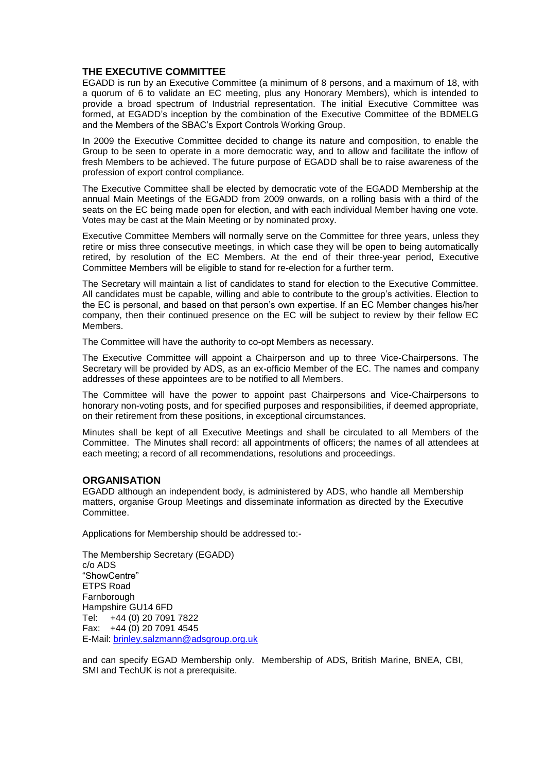## THE EXECUTIVE COMMITTEE

EGADD is run by an Executive Committee (a minimum of 8 persons, and a maximum of 18, with a quorum of 6 to validate an EC meeting, plus any Honorary Members), which is intended to provide a broad spectrum of Industrial representation. The initial Executive Committee was formed, at EGADD's inception by the combination of the Executive Committee of the BDMELG and the Members of the SBAC's Export Controls Working Group.

In 2009 the Executive Committee decided to change its nature and composition, to enable the Group to be seen to operate in a more democratic way, and to allow and facilitate the inflow of fresh Members to be achieved. The future purpose of EGADD shall be to raise awareness of the profession of export control compliance.

The Executive Committee shall be elected by democratic vote of the EGADD Membership at the annual Main Meetings of the EGADD from 2009 onwards, on a rolling basis with a third of the seats on the EC being made open for election, and with each individual Member having one vote. Votes may be cast at the Main Meeting or by nominated proxy.

Executive Committee Members will normally serve on the Committee for three years, unless they retire or miss three consecutive meetings, in which case they will be open to being automatically retired, by resolution of the EC Members. At the end of their three-year period, Executive Committee Members will be eligible to stand for re-election for a further term.

The Secretary will maintain a list of candidates to stand for election to the Executive Committee. All candidates must be capable, willing and able to contribute to the group's activities. Election to the EC is personal, and based on that person's own expertise. If an EC Member changes his/her company, then their continued presence on the EC will be subject to review by their fellow EC Members.

The Committee will have the authority to co-opt Members as necessary.

The Executive Committee will appoint a Chairperson and up to three Vice-Chairpersons. The Secretary will be provided by ADS, as an ex-officio Member of the EC. The names and company addresses of these appointees are to be notified to all Members.

The Committee will have the power to appoint past Chairpersons and Vice-Chairpersons to honorary non-voting posts, and for specified purposes and responsibilities, if deemed appropriate, on their retirement from these positions, in exceptional circumstances.

Minutes shall be kept of all Executive Meetings and shall be circulated to all Members of the Committee. The Minutes shall record: all appointments of officers; the names of all attendees at each meeting; a record of all recommendations, resolutions and proceedings.

## ORGANISATION

EGADD although an independent body, is administered by ADS, who handle all Membership matters, organise Group Meetings and disseminate information as directed by the Executive Committee.

Applications for Membership should be addressed to:-

The Membership Secretary (EGADD)
c/o ADS
"ShowCentre"
ETPS Road
Farnborough
Hampshire GU14 6FD
Tel: +44 (0) 20 7091 7822
Fax: +44 (0) 20 7091 4545
E-Mail: brinley.salzmann@adsgroup.org.uk

and can specify EGAD Membership only. Membership of ADS, British Marine, BNEA, CBI, SMI and TechUK is not a prerequisite.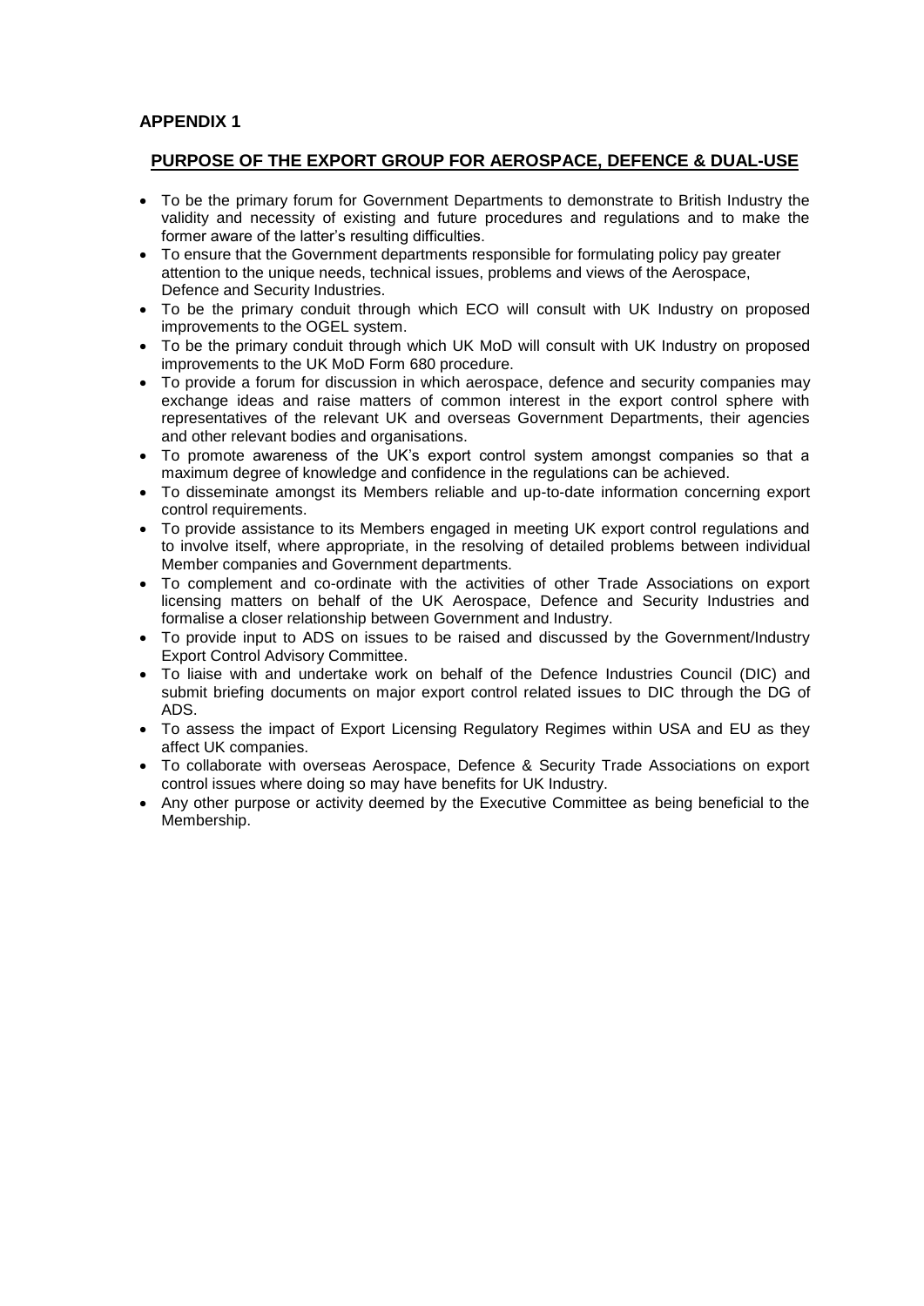## APPENDIX 1

## PURPOSE OF THE EXPORT GROUP FOR AEROSPACE, DEFENCE & DUAL-USE

- To be the primary forum for Government Departments to demonstrate to British Industry the validity and necessity of existing and future procedures and regulations and to make the former aware of the latter's resulting difficulties.
- To ensure that the Government departments responsible for formulating policy pay greater attention to the unique needs, technical issues, problems and views of the Aerospace, Defence and Security Industries.
- To be the primary conduit through which ECO will consult with UK Industry on proposed improvements to the OGEL system.
- To be the primary conduit through which UK MoD will consult with UK Industry on proposed improvements to the UK MoD Form 680 procedure.
- To provide a forum for discussion in which aerospace, defence and security companies may exchange ideas and raise matters of common interest in the export control sphere with representatives of the relevant UK and overseas Government Departments, their agencies and other relevant bodies and organisations.
- To promote awareness of the UK's export control system amongst companies so that a maximum degree of knowledge and confidence in the regulations can be achieved.
- To disseminate amongst its Members reliable and up-to-date information concerning export control requirements.
- To provide assistance to its Members engaged in meeting UK export control regulations and to involve itself, where appropriate, in the resolving of detailed problems between individual Member companies and Government departments.
- To complement and co-ordinate with the activities of other Trade Associations on export licensing matters on behalf of the UK Aerospace, Defence and Security Industries and formalise a closer relationship between Government and Industry.
- To provide input to ADS on issues to be raised and discussed by the Government/Industry Export Control Advisory Committee.
- To liaise with and undertake work on behalf of the Defence Industries Council (DIC) and submit briefing documents on major export control related issues to DIC through the DG of ADS.
- To assess the impact of Export Licensing Regulatory Regimes within USA and EU as they affect UK companies.
- To collaborate with overseas Aerospace, Defence & Security Trade Associations on export control issues where doing so may have benefits for UK Industry.
- Any other purpose or activity deemed by the Executive Committee as being beneficial to the Membership.